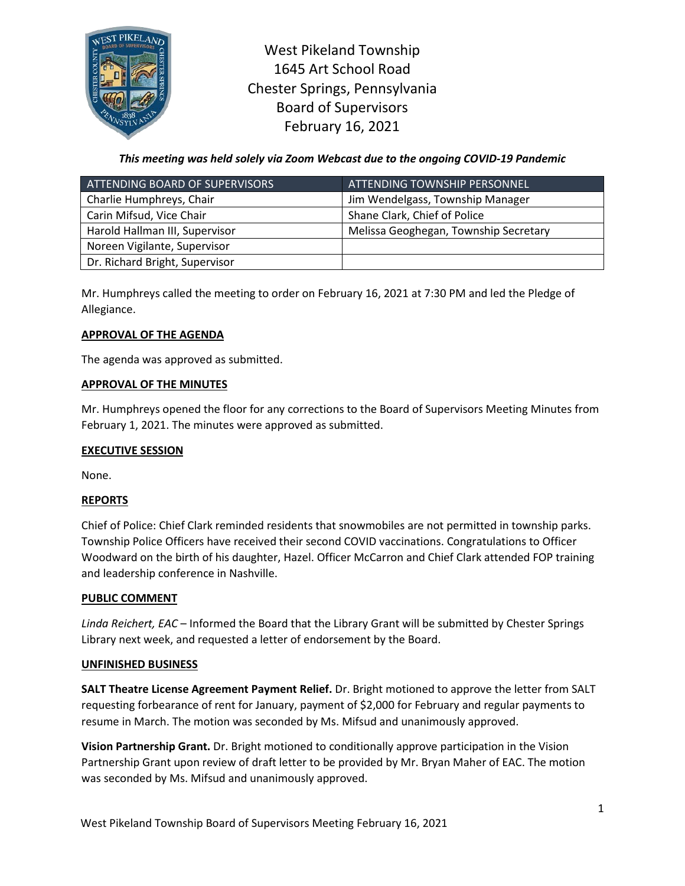# West Pikeland Township
# 1645 Art School Road
# Chester Springs, Pennsylvania
# Board of Supervisors
# February 16, 2021

***This meeting was held solely via Zoom Webcast due to the ongoing COVID-19 Pandemic***

| ATTENDING BOARD OF SUPERVISORS | ATTENDING TOWNSHIP PERSONNEL |
|---|---|
| Charlie Humphreys, Chair | Jim Wendelgass, Township Manager |
| Carin Mifsud, Vice Chair | Shane Clark, Chief of Police |
| Harold Hallman III, Supervisor | Melissa Geoghegan, Township Secretary |
| Noreen Vigilante, Supervisor | |
| Dr. Richard Bright, Supervisor | |

Mr. Humphreys called the meeting to order on February 16, 2021 at 7:30 PM and led the Pledge of Allegiance.

## APPROVAL OF THE AGENDA

The agenda was approved as submitted.

## APPROVAL OF THE MINUTES

Mr. Humphreys opened the floor for any corrections to the Board of Supervisors Meeting Minutes from February 1, 2021. The minutes were approved as submitted.

## EXECUTIVE SESSION

None.

## REPORTS

Chief of Police: Chief Clark reminded residents that snowmobiles are not permitted in township parks. Township Police Officers have received their second COVID vaccinations. Congratulations to Officer Woodward on the birth of his daughter, Hazel. Officer McCarron and Chief Clark attended FOP training and leadership conference in Nashville.

## PUBLIC COMMENT

*Linda Reichert, EAC* – Informed the Board that the Library Grant will be submitted by Chester Springs Library next week, and requested a letter of endorsement by the Board.

## UNFINISHED BUSINESS

**SALT Theatre License Agreement Payment Relief.** Dr. Bright motioned to approve the letter from SALT requesting forbearance of rent for January, payment of $2,000 for February and regular payments to resume in March. The motion was seconded by Ms. Mifsud and unanimously approved.

**Vision Partnership Grant.** Dr. Bright motioned to conditionally approve participation in the Vision Partnership Grant upon review of draft letter to be provided by Mr. Bryan Maher of EAC. The motion was seconded by Ms. Mifsud and unanimously approved.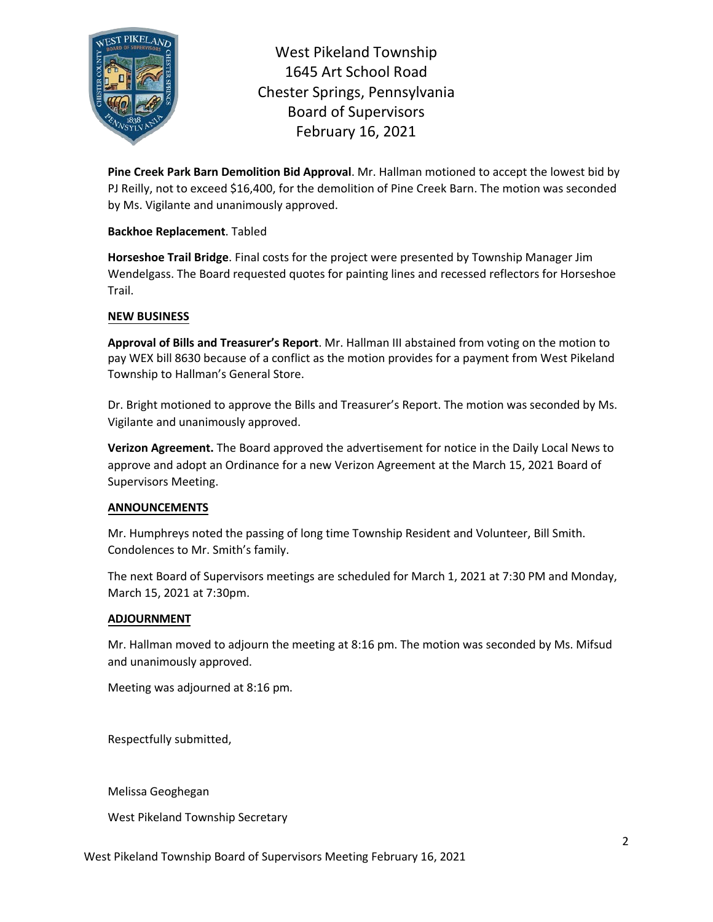West Pikeland Township
1645 Art School Road
Chester Springs, Pennsylvania
Board of Supervisors
February 16, 2021

**Pine Creek Park Barn Demolition Bid Approval**. Mr. Hallman motioned to accept the lowest bid by PJ Reilly, not to exceed $16,400, for the demolition of Pine Creek Barn. The motion was seconded by Ms. Vigilante and unanimously approved.

**Backhoe Replacement**. Tabled

**Horseshoe Trail Bridge**. Final costs for the project were presented by Township Manager Jim Wendelgass. The Board requested quotes for painting lines and recessed reflectors for Horseshoe Trail.

**NEW BUSINESS**

**Approval of Bills and Treasurer's Report**. Mr. Hallman III abstained from voting on the motion to pay WEX bill 8630 because of a conflict as the motion provides for a payment from West Pikeland Township to Hallman's General Store.

Dr. Bright motioned to approve the Bills and Treasurer's Report. The motion was seconded by Ms. Vigilante and unanimously approved.

**Verizon Agreement.** The Board approved the advertisement for notice in the Daily Local News to approve and adopt an Ordinance for a new Verizon Agreement at the March 15, 2021 Board of Supervisors Meeting.

**ANNOUNCEMENTS**

Mr. Humphreys noted the passing of long time Township Resident and Volunteer, Bill Smith. Condolences to Mr. Smith's family.

The next Board of Supervisors meetings are scheduled for March 1, 2021 at 7:30 PM and Monday, March 15, 2021 at 7:30pm.

**ADJOURNMENT**

Mr. Hallman moved to adjourn the meeting at 8:16 pm. The motion was seconded by Ms. Mifsud and unanimously approved.

Meeting was adjourned at 8:16 pm.

Respectfully submitted,

Melissa Geoghegan

West Pikeland Township Secretary